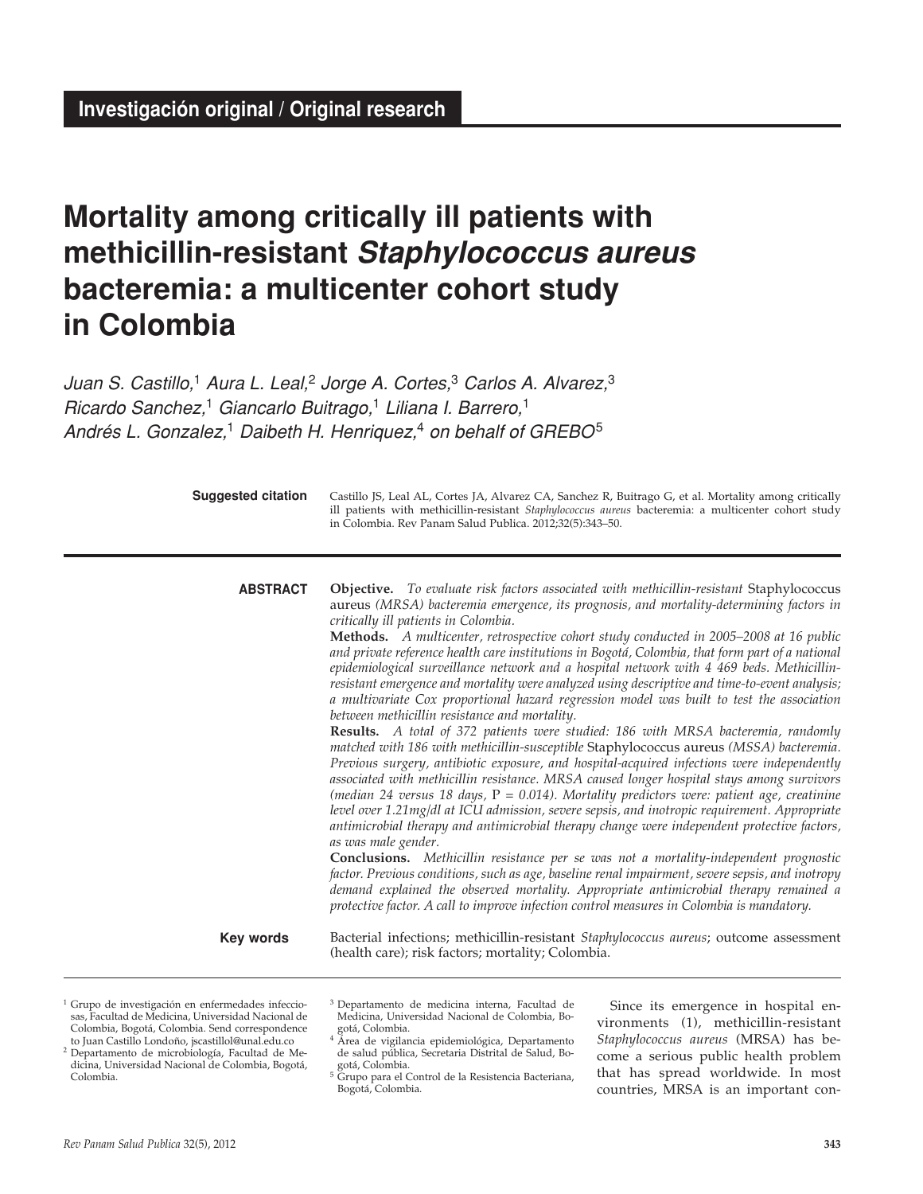**Investigación original / Original research**

# Mortality among critically ill patients with methicillin-resistant *Staphylococcus aureus* bacteremia: a multicenter cohort study in Colombia

*Juan S. Castillo,[1] Aura L. Leal,[2] Jorge A. Cortes,[3] Carlos A. Alvarez,[3] Ricardo Sanchez,[1] Giancarlo Buitrago,[1] Liliana I. Barrero,[1] Andrés L. Gonzalez,[1] Daibeth H. Henriquez,[4] on behalf of GREBO[5]*

**Suggested citation** Castillo JS, Leal AL, Cortes JA, Alvarez CA, Sanchez R, Buitrago G, et al. Mortality among critically ill patients with methicillin-resistant *Staphylococcus aureus* bacteremia: a multicenter cohort study in Colombia. Rev Panam Salud Publica. 2012;32(5):343–50.

**ABSTRACT**

**Objective.** *To evaluate risk factors associated with methicillin-resistant* Staphylococcus aureus *(MRSA) bacteremia emergence, its prognosis, and mortality-determining factors in critically ill patients in Colombia.*

**Methods.** *A multicenter, retrospective cohort study conducted in 2005–2008 at 16 public and private reference health care institutions in Bogotá, Colombia, that form part of a national epidemiological surveillance network and a hospital network with 4 469 beds. Methicillin-resistant emergence and mortality were analyzed using descriptive and time-to-event analysis; a multivariate Cox proportional hazard regression model was built to test the association between methicillin resistance and mortality.*

**Results.** *A total of 372 patients were studied: 186 with MRSA bacteremia, randomly matched with 186 with methicillin-susceptible* Staphylococcus aureus *(MSSA) bacteremia. Previous surgery, antibiotic exposure, and hospital-acquired infections were independently associated with methicillin resistance. MRSA caused longer hospital stays among survivors (median 24 versus 18 days,* P *= 0.014). Mortality predictors were: patient age, creatinine level over 1.21mg/dl at ICU admission, severe sepsis, and inotropic requirement. Appropriate antimicrobial therapy and antimicrobial therapy change were independent protective factors, as was male gender.*

**Conclusions.** *Methicillin resistance per se was not a mortality-independent prognostic factor. Previous conditions, such as age, baseline renal impairment, severe sepsis, and inotropy demand explained the observed mortality. Appropriate antimicrobial therapy remained a protective factor. A call to improve infection control measures in Colombia is mandatory.*

**Key words** Bacterial infections; methicillin-resistant *Staphylococcus aureus*; outcome assessment (health care); risk factors; mortality; Colombia.

---

[1] Grupo de investigación en enfermedades infecciosas, Facultad de Medicina, Universidad Nacional de Colombia, Bogotá, Colombia. Send correspondence to Juan Castillo Londoño, jscastillol@unal.edu.co

[2] Departamento de microbiología, Facultad de Medicina, Universidad Nacional de Colombia, Bogotá, Colombia.

[3] Departamento de medicina interna, Facultad de Medicina, Universidad Nacional de Colombia, Bogotá, Colombia.

[4] Área de vigilancia epidemiológica, Departamento de salud pública, Secretaria Distrital de Salud, Bogotá, Colombia.

[5] Grupo para el Control de la Resistencia Bacteriana, Bogotá, Colombia.

Since its emergence in hospital environments (1), methicillin-resistant *Staphylococcus aureus* (MRSA) has become a serious public health problem that has spread worldwide. In most countries, MRSA is an important con-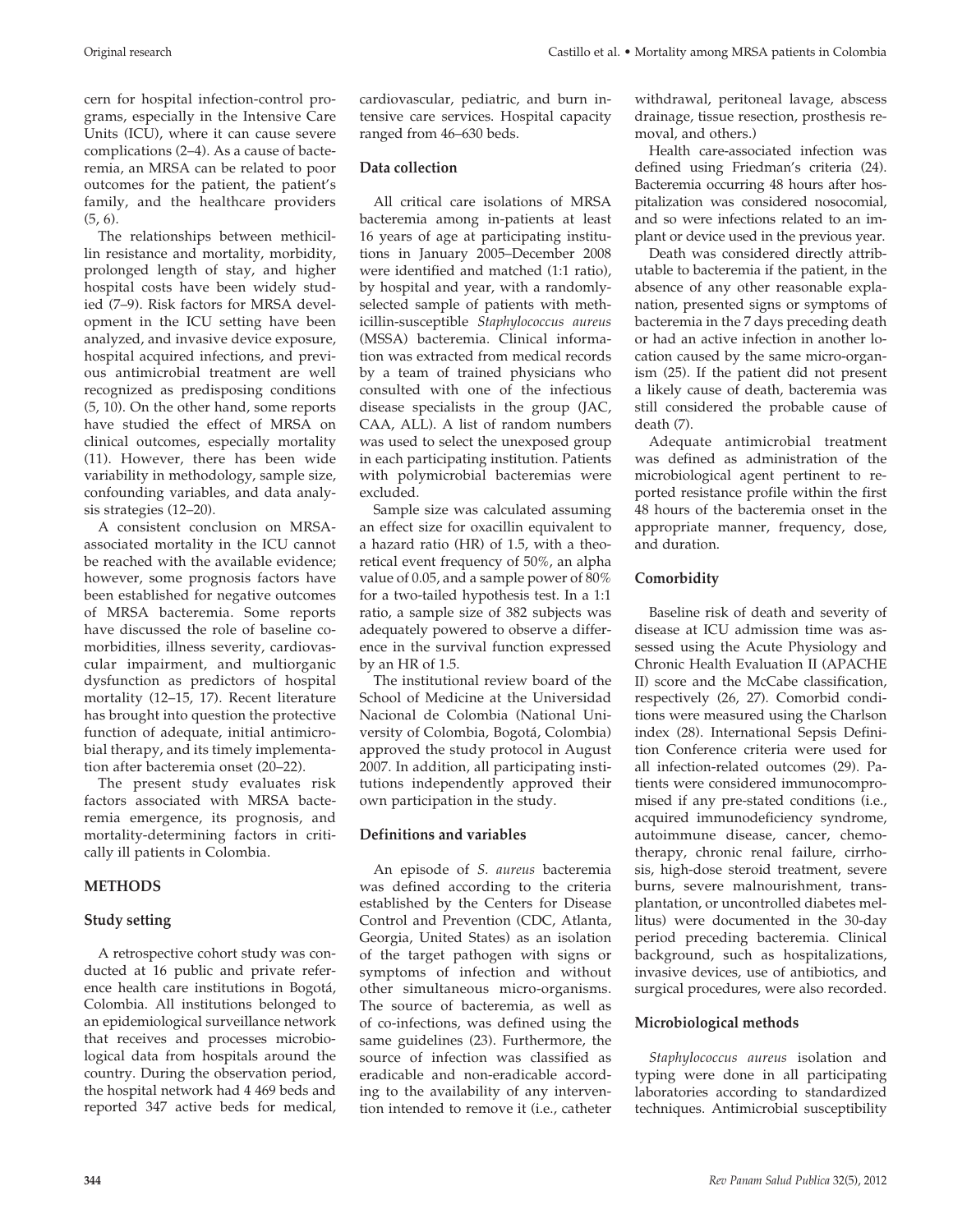cern for hospital infection-control programs, especially in the Intensive Care Units (ICU), where it can cause severe complications (2–4). As a cause of bacteremia, an MRSA can be related to poor outcomes for the patient, the patient's family, and the healthcare providers (5, 6).

The relationships between methicillin resistance and mortality, morbidity, prolonged length of stay, and higher hospital costs have been widely studied (7–9). Risk factors for MRSA development in the ICU setting have been analyzed, and invasive device exposure, hospital acquired infections, and previous antimicrobial treatment are well recognized as predisposing conditions (5, 10). On the other hand, some reports have studied the effect of MRSA on clinical outcomes, especially mortality (11). However, there has been wide variability in methodology, sample size, confounding variables, and data analysis strategies (12–20).

A consistent conclusion on MRSA-associated mortality in the ICU cannot be reached with the available evidence; however, some prognosis factors have been established for negative outcomes of MRSA bacteremia. Some reports have discussed the role of baseline comorbidities, illness severity, cardiovascular impairment, and multiorganic dysfunction as predictors of hospital mortality (12–15, 17). Recent literature has brought into question the protective function of adequate, initial antimicrobial therapy, and its timely implementation after bacteremia onset (20–22).

The present study evaluates risk factors associated with MRSA bacteremia emergence, its prognosis, and mortality-determining factors in critically ill patients in Colombia.

## METHODS

### Study setting

A retrospective cohort study was conducted at 16 public and private reference health care institutions in Bogotá, Colombia. All institutions belonged to an epidemiological surveillance network that receives and processes microbiological data from hospitals around the country. During the observation period, the hospital network had 4 469 beds and reported 347 active beds for medical, cardiovascular, pediatric, and burn intensive care services. Hospital capacity ranged from 46–630 beds.

### Data collection

All critical care isolations of MRSA bacteremia among in-patients at least 16 years of age at participating institutions in January 2005–December 2008 were identified and matched (1:1 ratio), by hospital and year, with a randomly-selected sample of patients with methicillin-susceptible *Staphylococcus aureus* (MSSA) bacteremia. Clinical information was extracted from medical records by a team of trained physicians who consulted with one of the infectious disease specialists in the group (JAC, CAA, ALL). A list of random numbers was used to select the unexposed group in each participating institution. Patients with polymicrobial bacteremias were excluded.

Sample size was calculated assuming an effect size for oxacillin equivalent to a hazard ratio (HR) of 1.5, with a theoretical event frequency of 50%, an alpha value of 0.05, and a sample power of 80% for a two-tailed hypothesis test. In a 1:1 ratio, a sample size of 382 subjects was adequately powered to observe a difference in the survival function expressed by an HR of 1.5.

The institutional review board of the School of Medicine at the Universidad Nacional de Colombia (National University of Colombia, Bogotá, Colombia) approved the study protocol in August 2007. In addition, all participating institutions independently approved their own participation in the study.

### Definitions and variables

An episode of *S. aureus* bacteremia was defined according to the criteria established by the Centers for Disease Control and Prevention (CDC, Atlanta, Georgia, United States) as an isolation of the target pathogen with signs or symptoms of infection and without other simultaneous micro-organisms. The source of bacteremia, as well as of co-infections, was defined using the same guidelines (23). Furthermore, the source of infection was classified as eradicable and non-eradicable according to the availability of any intervention intended to remove it (i.e., catheter withdrawal, peritoneal lavage, abscess drainage, tissue resection, prosthesis removal, and others.)

Health care-associated infection was defined using Friedman's criteria (24). Bacteremia occurring 48 hours after hospitalization was considered nosocomial, and so were infections related to an implant or device used in the previous year.

Death was considered directly attributable to bacteremia if the patient, in the absence of any other reasonable explanation, presented signs or symptoms of bacteremia in the 7 days preceding death or had an active infection in another location caused by the same micro-organism (25). If the patient did not present a likely cause of death, bacteremia was still considered the probable cause of death (7).

Adequate antimicrobial treatment was defined as administration of the microbiological agent pertinent to reported resistance profile within the first 48 hours of the bacteremia onset in the appropriate manner, frequency, dose, and duration.

### Comorbidity

Baseline risk of death and severity of disease at ICU admission time was assessed using the Acute Physiology and Chronic Health Evaluation II (APACHE II) score and the McCabe classification, respectively (26, 27). Comorbid conditions were measured using the Charlson index (28). International Sepsis Definition Conference criteria were used for all infection-related outcomes (29). Patients were considered immunocompromised if any pre-stated conditions (i.e., acquired immunodeficiency syndrome, autoimmune disease, cancer, chemotherapy, chronic renal failure, cirrhosis, high-dose steroid treatment, severe burns, severe malnourishment, transplantation, or uncontrolled diabetes mellitus) were documented in the 30-day period preceding bacteremia. Clinical background, such as hospitalizations, invasive devices, use of antibiotics, and surgical procedures, were also recorded.

### Microbiological methods

*Staphylococcus aureus* isolation and typing were done in all participating laboratories according to standardized techniques. Antimicrobial susceptibility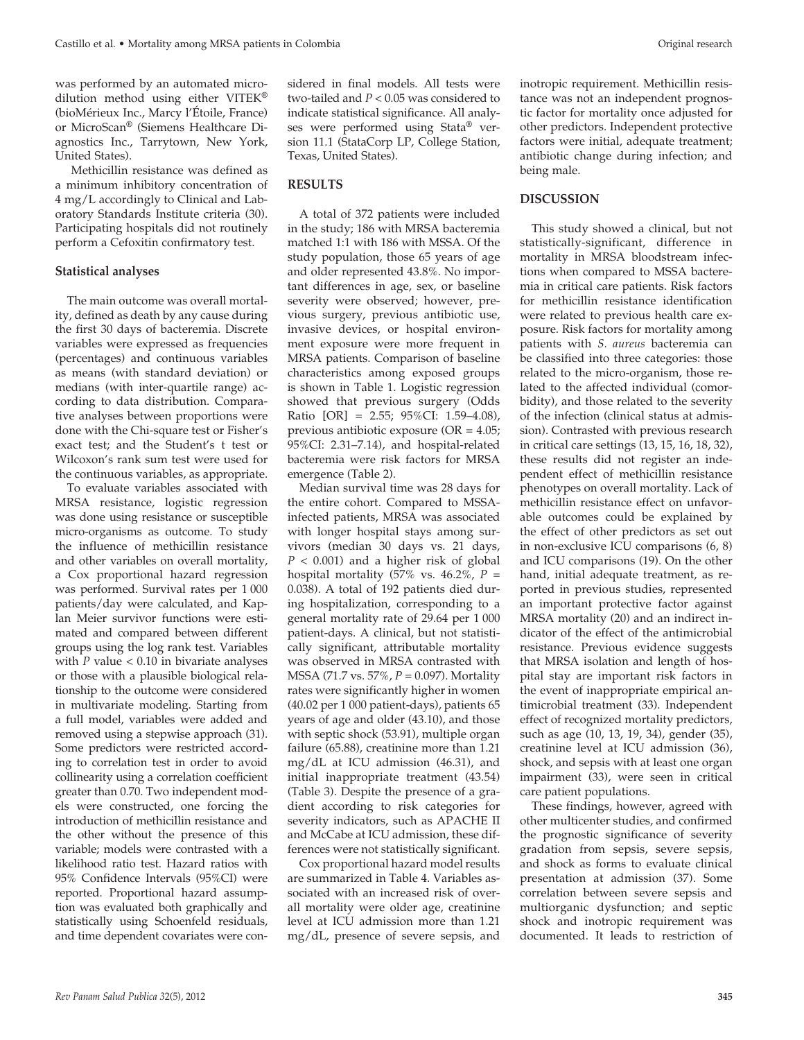was performed by an automated microdilution method using either VITEK® (bioMérieux Inc., Marcy l'Étoile, France) or MicroScan® (Siemens Healthcare Diagnostics Inc., Tarrytown, New York, United States).

Methicillin resistance was defined as a minimum inhibitory concentration of 4 mg/L accordingly to Clinical and Laboratory Standards Institute criteria (30). Participating hospitals did not routinely perform a Cefoxitin confirmatory test.

### Statistical analyses

The main outcome was overall mortality, defined as death by any cause during the first 30 days of bacteremia. Discrete variables were expressed as frequencies (percentages) and continuous variables as means (with standard deviation) or medians (with inter-quartile range) according to data distribution. Comparative analyses between proportions were done with the Chi-square test or Fisher's exact test; and the Student's t test or Wilcoxon's rank sum test were used for the continuous variables, as appropriate.

To evaluate variables associated with MRSA resistance, logistic regression was done using resistance or susceptible micro-organisms as outcome. To study the influence of methicillin resistance and other variables on overall mortality, a Cox proportional hazard regression was performed. Survival rates per 1 000 patients/day were calculated, and Kaplan Meier survivor functions were estimated and compared between different groups using the log rank test. Variables with $P$ value < 0.10 in bivariate analyses or those with a plausible biological relationship to the outcome were considered in multivariate modeling. Starting from a full model, variables were added and removed using a stepwise approach (31). Some predictors were restricted according to correlation test in order to avoid collinearity using a correlation coefficient greater than 0.70. Two independent models were constructed, one forcing the introduction of methicillin resistance and the other without the presence of this variable; models were contrasted with a likelihood ratio test. Hazard ratios with 95% Confidence Intervals (95%CI) were reported. Proportional hazard assumption was evaluated both graphically and statistically using Schoenfeld residuals, and time dependent covariates were considered in final models. All tests were two-tailed and $P < 0.05$ was considered to indicate statistical significance. All analyses were performed using Stata® version 11.1 (StataCorp LP, College Station, Texas, United States).

## RESULTS

A total of 372 patients were included in the study; 186 with MRSA bacteremia matched 1:1 with 186 with MSSA. Of the study population, those 65 years of age and older represented 43.8%. No important differences in age, sex, or baseline severity were observed; however, previous surgery, previous antibiotic use, invasive devices, or hospital environment exposure were more frequent in MRSA patients. Comparison of baseline characteristics among exposed groups is shown in Table 1. Logistic regression showed that previous surgery (Odds Ratio [OR] = 2.55; 95%CI: 1.59–4.08), previous antibiotic exposure (OR = 4.05; 95%CI: 2.31–7.14), and hospital-related bacteremia were risk factors for MRSA emergence (Table 2).

Median survival time was 28 days for the entire cohort. Compared to MSSA-infected patients, MRSA was associated with longer hospital stays among survivors (median 30 days vs. 21 days, $P < 0.001$) and a higher risk of global hospital mortality (57% vs. 46.2%, $P = 0.038$). A total of 192 patients died during hospitalization, corresponding to a general mortality rate of 29.64 per 1 000 patient-days. A clinical, but not statistically significant, attributable mortality was observed in MRSA contrasted with MSSA (71.7 vs. 57%, $P = 0.097$). Mortality rates were significantly higher in women (40.02 per 1 000 patient-days), patients 65 years of age and older (43.10), and those with septic shock (53.91), multiple organ failure (65.88), creatinine more than 1.21 mg/dL at ICU admission (46.31), and initial inappropriate treatment (43.54) (Table 3). Despite the presence of a gradient according to risk categories for severity indicators, such as APACHE II and McCabe at ICU admission, these differences were not statistically significant.

Cox proportional hazard model results are summarized in Table 4. Variables associated with an increased risk of overall mortality were older age, creatinine level at ICU admission more than 1.21 mg/dL, presence of severe sepsis, and inotropic requirement. Methicillin resistance was not an independent prognostic factor for mortality once adjusted for other predictors. Independent protective factors were initial, adequate treatment; antibiotic change during infection; and being male.

## DISCUSSION

This study showed a clinical, but not statistically-significant, difference in mortality in MRSA bloodstream infections when compared to MSSA bacteremia in critical care patients. Risk factors for methicillin resistance identification were related to previous health care exposure. Risk factors for mortality among patients with *S. aureus* bacteremia can be classified into three categories: those related to the micro-organism, those related to the affected individual (comorbidity), and those related to the severity of the infection (clinical status at admission). Contrasted with previous research in critical care settings (13, 15, 16, 18, 32), these results did not register an independent effect of methicillin resistance phenotypes on overall mortality. Lack of methicillin resistance effect on unfavorable outcomes could be explained by the effect of other predictors as set out in non-exclusive ICU comparisons (6, 8) and ICU comparisons (19). On the other hand, initial adequate treatment, as reported in previous studies, represented an important protective factor against MRSA mortality (20) and an indirect indicator of the effect of the antimicrobial resistance. Previous evidence suggests that MRSA isolation and length of hospital stay are important risk factors in the event of inappropriate empirical antimicrobial treatment (33). Independent effect of recognized mortality predictors, such as age (10, 13, 19, 34), gender (35), creatinine level at ICU admission (36), shock, and sepsis with at least one organ impairment (33), were seen in critical care patient populations.

These findings, however, agreed with other multicenter studies, and confirmed the prognostic significance of severity gradation from sepsis, severe sepsis, and shock as forms to evaluate clinical presentation at admission (37). Some correlation between severe sepsis and multiorganic dysfunction; and septic shock and inotropic requirement was documented. It leads to restriction of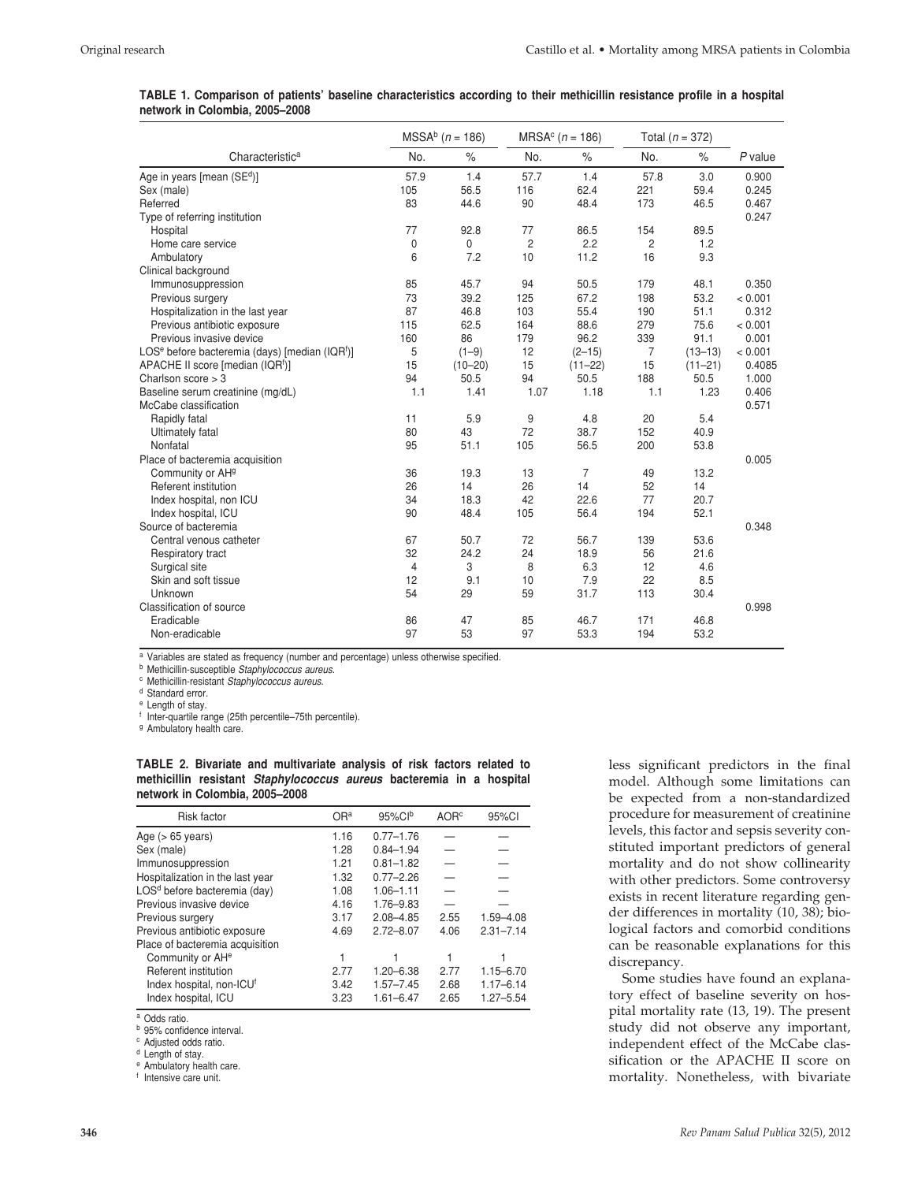**TABLE 1. Comparison of patients' baseline characteristics according to their methicillin resistance profile in a hospital network in Colombia, 2005–2008**

| Characteristic[a] | MSSA[b] (*n* = 186) | | MRSA[c] (*n* = 186) | | Total (*n* = 372) | | *P* value |
|---|---|---|---|---|---|---|---|
| | No. | % | No. | % | No. | % | |
| Age in years [mean (SE[d])] | 57.9 | 1.4 | 57.7 | 1.4 | 57.8 | 3.0 | 0.900 |
| Sex (male) | 105 | 56.5 | 116 | 62.4 | 221 | 59.4 | 0.245 |
| Referred | 83 | 44.6 | 90 | 48.4 | 173 | 46.5 | 0.467 |
| Type of referring institution | | | | | | | 0.247 |
| Hospital | 77 | 92.8 | 77 | 86.5 | 154 | 89.5 | |
| Home care service | 0 | 0 | 2 | 2.2 | 2 | 1.2 | |
| Ambulatory | 6 | 7.2 | 10 | 11.2 | 16 | 9.3 | |
| Clinical background | | | | | | | |
| Immunosuppression | 85 | 45.7 | 94 | 50.5 | 179 | 48.1 | 0.350 |
| Previous surgery | 73 | 39.2 | 125 | 67.2 | 198 | 53.2 | < 0.001 |
| Hospitalization in the last year | 87 | 46.8 | 103 | 55.4 | 190 | 51.1 | 0.312 |
| Previous antibiotic exposure | 115 | 62.5 | 164 | 88.6 | 279 | 75.6 | < 0.001 |
| Previous invasive device | 160 | 86 | 179 | 96.2 | 339 | 91.1 | 0.001 |
| LOS[e] before bacteremia (days) [median (IQR[f])] | 5 | (1–9) | 12 | (2–15) | 7 | (13–13) | < 0.001 |
| APACHE II score [median (IQR[f])] | 15 | (10–20) | 15 | (11–22) | 15 | (11–21) | 0.4085 |
| Charlson score > 3 | 94 | 50.5 | 94 | 50.5 | 188 | 50.5 | 1.000 |
| Baseline serum creatinine (mg/dL) | 1.1 | 1.41 | 1.07 | 1.18 | 1.1 | 1.23 | 0.406 |
| McCabe classification | | | | | | | 0.571 |
| Rapidly fatal | 11 | 5.9 | 9 | 4.8 | 20 | 5.4 | |
| Ultimately fatal | 80 | 43 | 72 | 38.7 | 152 | 40.9 | |
| Nonfatal | 95 | 51.1 | 105 | 56.5 | 200 | 53.8 | |
| Place of bacteremia acquisition | | | | | | | 0.005 |
| Community or AH[g] | 36 | 19.3 | 13 | 7 | 49 | 13.2 | |
| Referent institution | 26 | 14 | 26 | 14 | 52 | 14 | |
| Index hospital, non ICU | 34 | 18.3 | 42 | 22.6 | 77 | 20.7 | |
| Index hospital, ICU | 90 | 48.4 | 105 | 56.4 | 194 | 52.1 | |
| Source of bacteremia | | | | | | | 0.348 |
| Central venous catheter | 67 | 50.7 | 72 | 56.7 | 139 | 53.6 | |
| Respiratory tract | 32 | 24.2 | 24 | 18.9 | 56 | 21.6 | |
| Surgical site | 4 | 3 | 8 | 6.3 | 12 | 4.6 | |
| Skin and soft tissue | 12 | 9.1 | 10 | 7.9 | 22 | 8.5 | |
| Unknown | 54 | 29 | 59 | 31.7 | 113 | 30.4 | |
| Classification of source | | | | | | | 0.998 |
| Eradicable | 86 | 47 | 85 | 46.7 | 171 | 46.8 | |
| Non-eradicable | 97 | 53 | 97 | 53.3 | 194 | 53.2 | |

[a] Variables are stated as frequency (number and percentage) unless otherwise specified.
[b] Methicillin-susceptible *Staphylococcus aureus*.
[c] Methicillin-resistant *Staphylococcus aureus*.
[d] Standard error.
[e] Length of stay.
[f] Inter-quartile range (25th percentile–75th percentile).
[g] Ambulatory health care.

**TABLE 2. Bivariate and multivariate analysis of risk factors related to methicillin resistant *Staphylococcus aureus* bacteremia in a hospital network in Colombia, 2005–2008**

| Risk factor | OR[a] | 95%CI[b] | AOR[c] | 95%CI |
|---|---|---|---|---|
| Age (> 65 years) | 1.16 | 0.77–1.76 | — | — |
| Sex (male) | 1.28 | 0.84–1.94 | — | — |
| Immunosuppression | 1.21 | 0.81–1.82 | — | — |
| Hospitalization in the last year | 1.32 | 0.77–2.26 | — | — |
| LOS[d] before bacteremia (day) | 1.08 | 1.06–1.11 | — | — |
| Previous invasive device | 4.16 | 1.76–9.83 | — | — |
| Previous surgery | 3.17 | 2.08–4.85 | 2.55 | 1.59–4.08 |
| Previous antibiotic exposure | 4.69 | 2.72–8.07 | 4.06 | 2.31–7.14 |
| Place of bacteremia acquisition | | | | |
| Community or AH[e] | 1 | 1 | 1 | 1 |
| Referent institution | 2.77 | 1.20–6.38 | 2.77 | 1.15–6.70 |
| Index hospital, non-ICU[f] | 3.42 | 1.57–7.45 | 2.68 | 1.17–6.14 |
| Index hospital, ICU | 3.23 | 1.61–6.47 | 2.65 | 1.27–5.54 |

[a] Odds ratio.
[b] 95% confidence interval.
[c] Adjusted odds ratio.
[d] Length of stay.
[e] Ambulatory health care.
[f] Intensive care unit.

less significant predictors in the final model. Although some limitations can be expected from a non-standardized procedure for measurement of creatinine levels, this factor and sepsis severity constituted important predictors of general mortality and do not show collinearity with other predictors. Some controversy exists in recent literature regarding gender differences in mortality (10, 38); biological factors and comorbid conditions can be reasonable explanations for this discrepancy.

Some studies have found an explanatory effect of baseline severity on hospital mortality rate (13, 19). The present study did not observe any important, independent effect of the McCabe classification or the APACHE II score on mortality. Nonetheless, with bivariate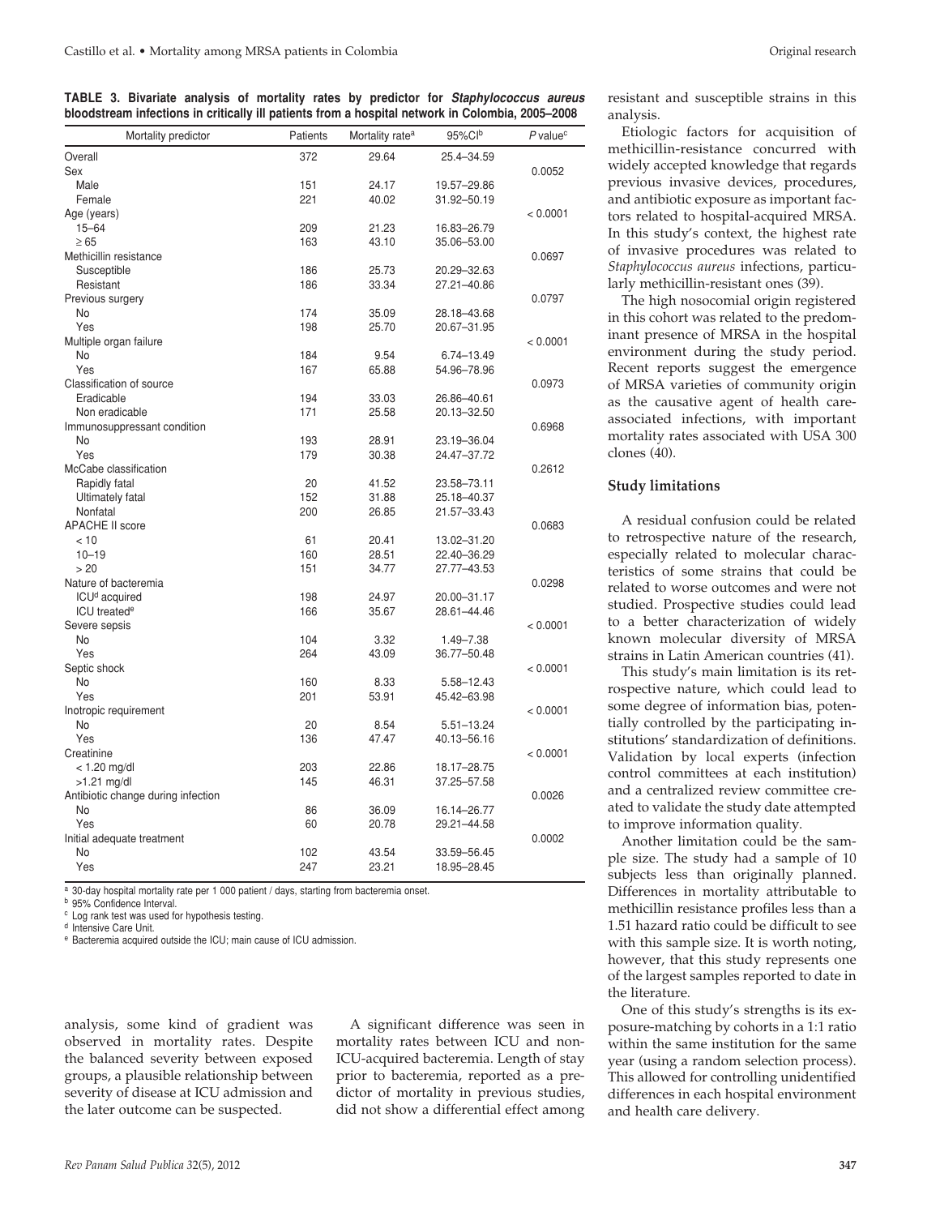**TABLE 3. Bivariate analysis of mortality rates by predictor for *Staphylococcus aureus* bloodstream infections in critically ill patients from a hospital network in Colombia, 2005–2008**

| Mortality predictor | Patients | Mortality rate[a] | 95%CI[b] | *P* value[c] |
|---|---|---|---|---|
| Overall | 372 | 29.64 | 25.4–34.59 | |
| Sex | | | | 0.0052 |
| Male | 151 | 24.17 | 19.57–29.86 | |
| Female | 221 | 40.02 | 31.92–50.19 | |
| Age (years) | | | | < 0.0001 |
| 15–64 | 209 | 21.23 | 16.83–26.79 | |
| ≥ 65 | 163 | 43.10 | 35.06–53.00 | |
| Methicillin resistance | | | | 0.0697 |
| Susceptible | 186 | 25.73 | 20.29–32.63 | |
| Resistant | 186 | 33.34 | 27.21–40.86 | |
| Previous surgery | | | | 0.0797 |
| No | 174 | 35.09 | 28.18–43.68 | |
| Yes | 198 | 25.70 | 20.67–31.95 | |
| Multiple organ failure | | | | < 0.0001 |
| No | 184 | 9.54 | 6.74–13.49 | |
| Yes | 167 | 65.88 | 54.96–78.96 | |
| Classification of source | | | | 0.0973 |
| Eradicable | 194 | 33.03 | 26.86–40.61 | |
| Non eradicable | 171 | 25.58 | 20.13–32.50 | |
| Immunosuppressant condition | | | | 0.6968 |
| No | 193 | 28.91 | 23.19–36.04 | |
| Yes | 179 | 30.38 | 24.47–37.72 | |
| McCabe classification | | | | 0.2612 |
| Rapidly fatal | 20 | 41.52 | 23.58–73.11 | |
| Ultimately fatal | 152 | 31.88 | 25.18–40.37 | |
| Nonfatal | 200 | 26.85 | 21.57–33.43 | |
| APACHE II score | | | | 0.0683 |
| < 10 | 61 | 20.41 | 13.02–31.20 | |
| 10–19 | 160 | 28.51 | 22.40–36.29 | |
| > 20 | 151 | 34.77 | 27.77–43.53 | |
| Nature of bacteremia | | | | 0.0298 |
| ICU[d] acquired | 198 | 24.97 | 20.00–31.17 | |
| ICU treated[e] | 166 | 35.67 | 28.61–44.46 | |
| Severe sepsis | | | | < 0.0001 |
| No | 104 | 3.32 | 1.49–7.38 | |
| Yes | 264 | 43.09 | 36.77–50.48 | |
| Septic shock | | | | < 0.0001 |
| No | 160 | 8.33 | 5.58–12.43 | |
| Yes | 201 | 53.91 | 45.42–63.98 | |
| Inotropic requirement | | | | < 0.0001 |
| No | 20 | 8.54 | 5.51–13.24 | |
| Yes | 136 | 47.47 | 40.13–56.16 | |
| Creatinine | | | | < 0.0001 |
| < 1.20 mg/dl | 203 | 22.86 | 18.17–28.75 | |
| >1.21 mg/dl | 145 | 46.31 | 37.25–57.58 | |
| Antibiotic change during infection | | | | 0.0026 |
| No | 86 | 36.09 | 16.14–26.77 | |
| Yes | 60 | 20.78 | 29.21–44.58 | |
| Initial adequate treatment | | | | 0.0002 |
| No | 102 | 43.54 | 33.59–56.45 | |
| Yes | 247 | 23.21 | 18.95–28.45 | |

[a] 30-day hospital mortality rate per 1 000 patient / days, starting from bacteremia onset.
[b] 95% Confidence Interval.
[c] Log rank test was used for hypothesis testing.
[d] Intensive Care Unit.
[e] Bacteremia acquired outside the ICU; main cause of ICU admission.

analysis, some kind of gradient was observed in mortality rates. Despite the balanced severity between exposed groups, a plausible relationship between severity of disease at ICU admission and the later outcome can be suspected.

A significant difference was seen in mortality rates between ICU and non-ICU-acquired bacteremia. Length of stay prior to bacteremia, reported as a predictor of mortality in previous studies, did not show a differential effect among resistant and susceptible strains in this analysis.

Etiologic factors for acquisition of methicillin-resistance concurred with widely accepted knowledge that regards previous invasive devices, procedures, and antibiotic exposure as important factors related to hospital-acquired MRSA. In this study's context, the highest rate of invasive procedures was related to *Staphylococcus aureus* infections, particularly methicillin-resistant ones (39).

The high nosocomial origin registered in this cohort was related to the predominant presence of MRSA in the hospital environment during the study period. Recent reports suggest the emergence of MRSA varieties of community origin as the causative agent of health care-associated infections, with important mortality rates associated with USA 300 clones (40).

### Study limitations

A residual confusion could be related to retrospective nature of the research, especially related to molecular characteristics of some strains that could be related to worse outcomes and were not studied. Prospective studies could lead to a better characterization of widely known molecular diversity of MRSA strains in Latin American countries (41).

This study's main limitation is its retrospective nature, which could lead to some degree of information bias, potentially controlled by the participating institutions' standardization of definitions. Validation by local experts (infection control committees at each institution) and a centralized review committee created to validate the study date attempted to improve information quality.

Another limitation could be the sample size. The study had a sample of 10 subjects less than originally planned. Differences in mortality attributable to methicillin resistance profiles less than a 1.51 hazard ratio could be difficult to see with this sample size. It is worth noting, however, that this study represents one of the largest samples reported to date in the literature.

One of this study's strengths is its exposure-matching by cohorts in a 1:1 ratio within the same institution for the same year (using a random selection process). This allowed for controlling unidentified differences in each hospital environment and health care delivery.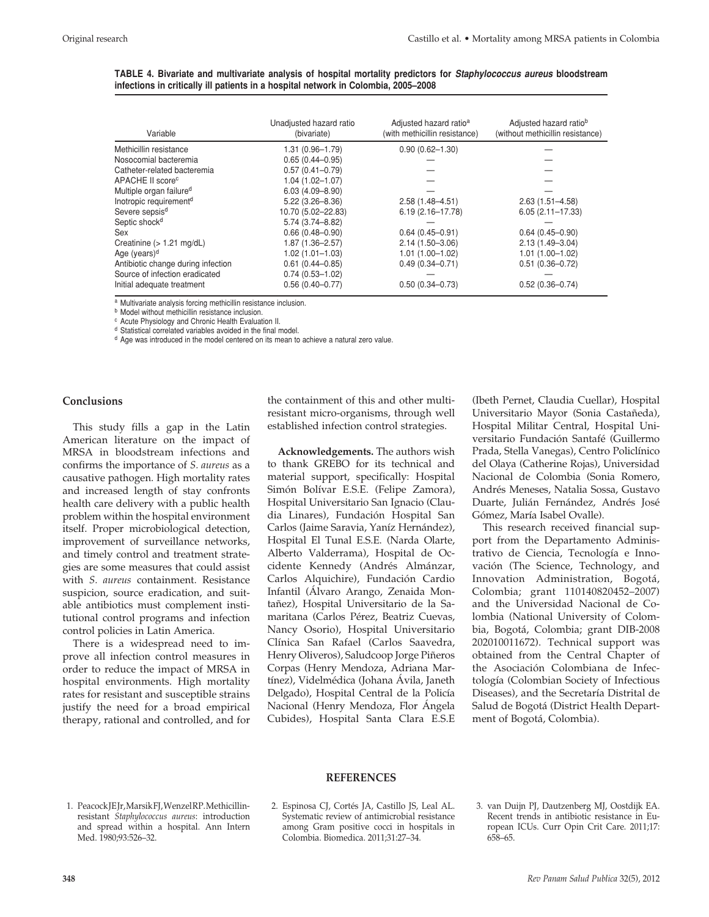**TABLE 4. Bivariate and multivariate analysis of hospital mortality predictors for *Staphylococcus aureus* bloodstream infections in critically ill patients in a hospital network in Colombia, 2005–2008**

| Variable | Unadjusted hazard ratio (bivariate) | Adjusted hazard ratio[a] (with methicillin resistance) | Adjusted hazard ratio[b] (without methicillin resistance) |
|---|---|---|---|
| Methicillin resistance | 1.31 (0.96–1.79) | 0.90 (0.62–1.30) | — |
| Nosocomial bacteremia | 0.65 (0.44–0.95) | — | — |
| Catheter-related bacteremia | 0.57 (0.41–0.79) | — | — |
| APACHE II score[c] | 1.04 (1.02–1.07) | — | — |
| Multiple organ failure[d] | 6.03 (4.09–8.90) | — | — |
| Inotropic requirement[d] | 5.22 (3.26–8.36) | 2.58 (1.48–4.51) | 2.63 (1.51–4.58) |
| Severe sepsis[d] | 10.70 (5.02–22.83) | 6.19 (2.16–17.78) | 6.05 (2.11–17.33) |
| Septic shock[d] | 5.74 (3.74–8.82) | — | — |
| Sex | 0.66 (0.48–0.90) | 0.64 (0.45–0.91) | 0.64 (0.45–0.90) |
| Creatinine (> 1.21 mg/dL) | 1.87 (1.36–2.57) | 2.14 (1.50–3.06) | 2.13 (1.49–3.04) |
| Age (years)[d] | 1.02 (1.01–1.03) | 1.01 (1.00–1.02) | 1.01 (1.00–1.02) |
| Antibiotic change during infection | 0.61 (0.44–0.85) | 0.49 (0.34–0.71) | 0.51 (0.36–0.72) |
| Source of infection eradicated | 0.74 (0.53–1.02) | — | — |
| Initial adequate treatment | 0.56 (0.40–0.77) | 0.50 (0.34–0.73) | 0.52 (0.36–0.74) |

[a] Multivariate analysis forcing methicillin resistance inclusion.
[b] Model without methicillin resistance inclusion.
[c] Acute Physiology and Chronic Health Evaluation II.
[d] Statistical correlated variables avoided in the final model.
[d] Age was introduced in the model centered on its mean to achieve a natural zero value.

## Conclusions

This study fills a gap in the Latin American literature on the impact of MRSA in bloodstream infections and confirms the importance of *S. aureus* as a causative pathogen. High mortality rates and increased length of stay confronts health care delivery with a public health problem within the hospital environment itself. Proper microbiological detection, improvement of surveillance networks, and timely control and treatment strategies are some measures that could assist with *S. aureus* containment. Resistance suspicion, source eradication, and suitable antibiotics must complement institutional control programs and infection control policies in Latin America.

There is a widespread need to improve all infection control measures in order to reduce the impact of MRSA in hospital environments. High mortality rates for resistant and susceptible strains justify the need for a broad empirical therapy, rational and controlled, and for the containment of this and other multiresistant micro-organisms, through well established infection control strategies.

**Acknowledgements.** The authors wish to thank GREBO for its technical and material support, specifically: Hospital Simón Bolívar E.S.E. (Felipe Zamora), Hospital Universitario San Ignacio (Claudia Linares), Fundación Hospital San Carlos (Jaime Saravia, Yaníz Hernández), Hospital El Tunal E.S.E. (Narda Olarte, Alberto Valderrama), Hospital de Occidente Kennedy (Andrés Almánzar, Carlos Alquichire), Fundación Cardio Infantil (Álvaro Arango, Zenaida Montañez), Hospital Universitario de la Samaritana (Carlos Pérez, Beatriz Cuevas, Nancy Osorio), Hospital Universitario Clínica San Rafael (Carlos Saavedra, Henry Oliveros), Saludcoop Jorge Piñeros Corpas (Henry Mendoza, Adriana Martínez), Videlmédica (Johana Ávila, Janeth Delgado), Hospital Central de la Policía Nacional (Henry Mendoza, Flor Ángela Cubides), Hospital Santa Clara E.S.E (Ibeth Pernet, Claudia Cuellar), Hospital Universitario Mayor (Sonia Castañeda), Hospital Militar Central, Hospital Universitario Fundación Santafé (Guillermo Prada, Stella Vanegas), Centro Policlínico del Olaya (Catherine Rojas), Universidad Nacional de Colombia (Sonia Romero, Andrés Meneses, Natalia Sossa, Gustavo Duarte, Julián Fernández, Andrés José Gómez, María Isabel Ovalle).

This research received financial support from the Departamento Administrativo de Ciencia, Tecnología e Innovación (The Science, Technology, and Innovation Administration, Bogotá, Colombia; grant 1101408204522007) and the Universidad Nacional de Colombia (National University of Colombia, Bogotá, Colombia; grant DIB-2008 202010011672). Technical support was obtained from the Central Chapter of the Asociación Colombiana de Infectología (Colombian Society of Infectious Diseases), and the Secretaría Distrital de Salud de Bogotá (District Health Department of Bogotá, Colombia).

## REFERENCES

1. Peacock JE Jr, Marsik FJ, Wenzel RP. Methicillin-resistant *Staphylococcus aureus*: introduction and spread within a hospital. Ann Intern Med. 1980;93:526–32.
2. Espinosa CJ, Cortés JA, Castillo JS, Leal AL. Systematic review of antimicrobial resistance among Gram positive cocci in hospitals in Colombia. Biomedica. 2011;31:27–34.
3. van Duijn PJ, Dautzenberg MJ, Oostdijk EA. Recent trends in antibiotic resistance in European ICUs. Curr Opin Crit Care. 2011;17: 658–65.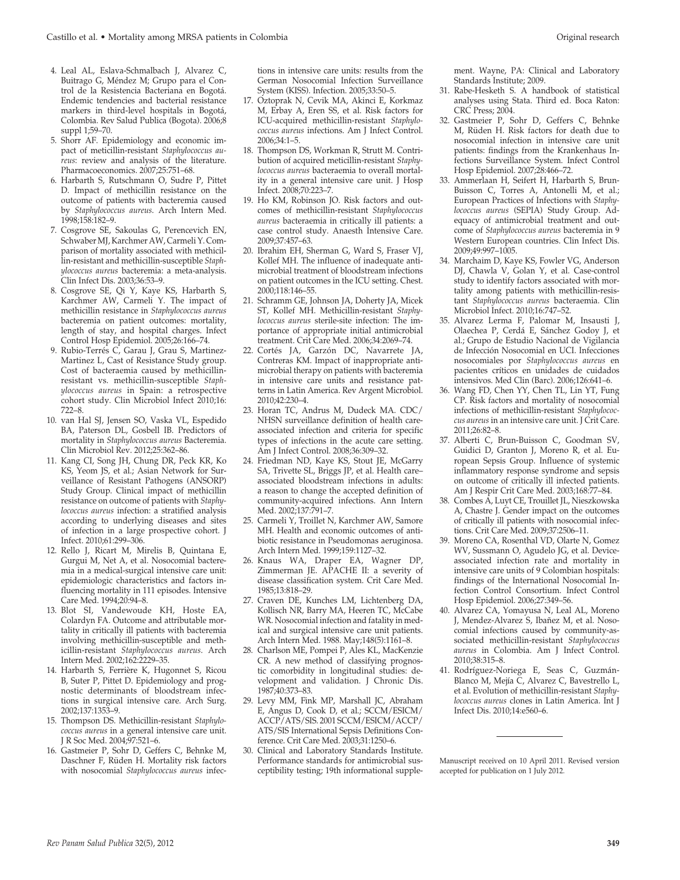4. Leal AL, Eslava-Schmalbach J, Alvarez C, Buitrago G, Méndez M; Grupo para el Control de la Resistencia Bacteriana en Bogotá. Endemic tendencies and bacterial resistance markers in third-level hospitals in Bogotá, Colombia. Rev Salud Publica (Bogota). 2006;8 suppl 1;59–70.
5. Shorr AF. Epidemiology and economic impact of meticillin-resistant *Staphylococcus aureus*: review and analysis of the literature. Pharmacoeconomics. 2007;25:751–68.
6. Harbarth S, Rutschmann O, Sudre P, Pittet D. Impact of methicillin resistance on the outcome of patients with bacteremia caused by *Staphylococcus aureus*. Arch Intern Med. 1998;158:182–9.
7. Cosgrove SE, Sakoulas G, Perencevich EN, Schwaber MJ, Karchmer AW, Carmeli Y. Comparison of mortality associated with methicillin-resistant and methicillin-susceptible *Staphylococcus aureus* bacteremia: a meta-analysis. Clin Infect Dis. 2003;36:53–9.
8. Cosgrove SE, Qi Y, Kaye KS, Harbarth S, Karchmer AW, Carmeli Y. The impact of methicillin resistance in *Staphylococcus aureus* bacteremia on patient outcomes: mortality, length of stay, and hospital charges. Infect Control Hosp Epidemiol. 2005;26:166–74.
9. Rubio-Terrés C, Garau J, Grau S, Martinez-Martinez L, Cast of Resistance Study group. Cost of bacteraemia caused by methicillin-resistant vs. methicillin-susceptible *Staphylococcus aureus* in Spain: a retrospective cohort study. Clin Microbiol Infect 2010;16: 722–8.
10. van Hal SJ, Jensen SO, Vaska VL, Espedido BA, Paterson DL, Gosbell IB. Predictors of mortality in *Staphylococcus aureus* Bacteremia. Clin Microbiol Rev. 2012;25:362–86.
11. Kang CI, Song JH, Chung DR, Peck KR, Ko KS, Yeom JS, et al.; Asian Network for Surveillance of Resistant Pathogens (ANSORP) Study Group. Clinical impact of methicillin resistance on outcome of patients with *Staphylococcus aureus* infection: a stratified analysis according to underlying diseases and sites of infection in a large prospective cohort. J Infect. 2010;61:299–306.
12. Rello J, Ricart M, Mirelis B, Quintana E, Gurgui M, Net A, et al. Nosocomial bacteremia in a medical-surgical intensive care unit: epidemiologic characteristics and factors influencing mortality in 111 episodes. Intensive Care Med. 1994;20:94–8.
13. Blot SI, Vandewoude KH, Hoste EA, Colardyn FA. Outcome and attributable mortality in critically ill patients with bacteremia involving methicillin-susceptible and methicillin-resistant *Staphylococcus aureus*. Arch Intern Med. 2002;162:2229–35.
14. Harbarth S, Ferrière K, Hugonnet S, Ricou B, Suter P, Pittet D. Epidemiology and prognostic determinants of bloodstream infections in surgical intensive care. Arch Surg. 2002;137:1353–9.
15. Thompson DS. Methicillin-resistant *Staphylococcus aureus* in a general intensive care unit. J R Soc Med. 2004;97:521–6.
16. Gastmeier P, Sohr D, Geffers C, Behnke M, Daschner F, Rüden H. Mortality risk factors with nosocomial *Staphylococcus aureus* infections in intensive care units: results from the German Nosocomial Infection Surveillance System (KISS). Infection. 2005;33:50–5.
17. Oztoprak N, Cevik MA, Akinci E, Korkmaz M, Erbay A, Eren SS, et al. Risk factors for ICU-acquired methicillin-resistant *Staphylococcus aureus* infections. Am J Infect Control. 2006;34:1–5.
18. Thompson DS, Workman R, Strutt M. Contribution of acquired meticillin-resistant *Staphylococcus aureus* bacteraemia to overall mortality in a general intensive care unit. J Hosp Infect. 2008;70:223–7.
19. Ho KM, Robinson JO. Risk factors and outcomes of methicillin-resistant *Staphylococcus aureus* bacteraemia in critically ill patients: a case control study. Anaesth Intensive Care. 2009;37:457–63.
20. Ibrahim EH, Sherman G, Ward S, Fraser VJ, Kollef MH. The influence of inadequate antimicrobial treatment of bloodstream infections on patient outcomes in the ICU setting. Chest. 2000;118:146–55.
21. Schramm GE, Johnson JA, Doherty JA, Micek ST, Kollef MH. Methicillin-resistant *Staphylococcus aureus* sterile-site infection: The importance of appropriate initial antimicrobial treatment. Crit Care Med. 2006;34:2069–74.
22. Cortés JA, Garzón DC, Navarrete JA, Contreras KM. Impact of inappropriate antimicrobial therapy on patients with bacteremia in intensive care units and resistance patterns in Latin America. Rev Argent Microbiol. 2010;42:230–4.
23. Horan TC, Andrus M, Dudeck MA. CDC/NHSN surveillance definition of health care-associated infection and criteria for specific types of infections in the acute care setting. Am J Infect Control. 2008;36:309–32.
24. Friedman ND, Kaye KS, Stout JE, McGarry SA, Trivette SL, Briggs JP, et al. Health care–associated bloodstream infections in adults: a reason to change the accepted definition of community-acquired infections. Ann Intern Med. 2002;137:791–7.
25. Carmeli Y, Troillet N, Karchmer AW, Samore MH. Health and economic outcomes of antibiotic resistance in Pseudomonas aeruginosa. Arch Intern Med. 1999;159:1127–32.
26. Knaus WA, Draper EA, Wagner DP, Zimmerman JE. APACHE II: a severity of disease classification system. Crit Care Med. 1985;13:818–29.
27. Craven DE, Kunches LM, Lichtenberg DA, Kollisch NR, Barry MA, Heeren TC, McCabe WR. Nosocomial infection and fatality in medical and surgical intensive care unit patients. Arch Intern Med. 1988. May;148(5):1161–8.
28. Charlson ME, Pompei P, Ales KL, MacKenzie CR. A new method of classifying prognostic comorbidity in longitudinal studies: development and validation. J Chronic Dis. 1987;40:373–83.
29. Levy MM, Fink MP, Marshall JC, Abraham E, Angus D, Cook D, et al.; SCCM/ESICM/ACCP/ATS/SIS. 2001 SCCM/ESICM/ACCP/ATS/SIS International Sepsis Definitions Conference. Crit Care Med. 2003;31:1250–6.
30. Clinical and Laboratory Standards Institute. Performance standards for antimicrobial susceptibility testing; 19th informational supplement. Wayne, PA: Clinical and Laboratory Standards Institute; 2009.
31. Rabe-Hesketh S. A handbook of statistical analyses using Stata. Third ed. Boca Raton: CRC Press; 2004.
32. Gastmeier P, Sohr D, Geffers C, Behnke M, Rüden H. Risk factors for death due to nosocomial infection in intensive care unit patients: findings from the Krankenhaus Infections Surveillance System. Infect Control Hosp Epidemiol. 2007;28:466–72.
33. Ammerlaan H, Seifert H, Harbarth S, Brun-Buisson C, Torres A, Antonelli M, et al.; European Practices of Infections with *Staphylococcus aureus* (SEPIA) Study Group. Adequacy of antimicrobial treatment and outcome of *Staphylococcus aureus* bacteremia in 9 Western European countries. Clin Infect Dis. 2009;49:997–1005.
34. Marchaim D, Kaye KS, Fowler VG, Anderson DJ, Chawla V, Golan Y, et al. Case-control study to identify factors associated with mortality among patients with methicillin-resistant *Staphylococcus aureus* bacteraemia. Clin Microbiol Infect. 2010;16:747–52.
35. Alvarez Lerma F, Palomar M, Insausti J, Olaechea P, Cerdá E, Sánchez Godoy J, et al.; Grupo de Estudio Nacional de Vigilancia de Infección Nosocomial en UCI. Infecciones nosocomiales por *Staphylococcus aureus* en pacientes críticos en unidades de cuidados intensivos. Med Clin (Barc). 2006;126:641–6.
36. Wang FD, Chen YY, Chen TL, Lin YT, Fung CP. Risk factors and mortality of nosocomial infections of methicillin-resistant *Staphylococcus aureus* in an intensive care unit. J Crit Care. 2011;26:82–8.
37. Alberti C, Brun-Buisson C, Goodman SV, Guidici D, Granton J, Moreno R, et al. European Sepsis Group. Influence of systemic inflammatory response syndrome and sepsis on outcome of critically ill infected patients. Am J Respir Crit Care Med. 2003;168:77–84.
38. Combes A, Luyt CE, Trouillet JL, Nieszkowska A, Chastre J. Gender impact on the outcomes of critically ill patients with nosocomial infections. Crit Care Med. 2009;37:2506–11.
39. Moreno CA, Rosenthal VD, Olarte N, Gomez WV, Sussmann O, Agudelo JG, et al. Device-associated infection rate and mortality in intensive care units of 9 Colombian hospitals: findings of the International Nosocomial Infection Control Consortium. Infect Control Hosp Epidemiol. 2006;27:349–56.
40. Alvarez CA, Yomayusa N, Leal AL, Moreno J, Mendez-Alvarez S, Ibañez M, et al. Nosocomial infections caused by community-associated methicillin-resistant *Staphylococcus aureus* in Colombia. Am J Infect Control. 2010;38:315–8.
41. Rodríguez-Noriega E, Seas C, Guzmán-Blanco M, Mejía C, Alvarez C, Bavestrello L, et al. Evolution of methicillin-resistant *Staphylococcus aureus* clones in Latin America. Int J Infect Dis. 2010;14:e560–6.

---

Manuscript received on 10 April 2011. Revised version accepted for publication on 1 July 2012.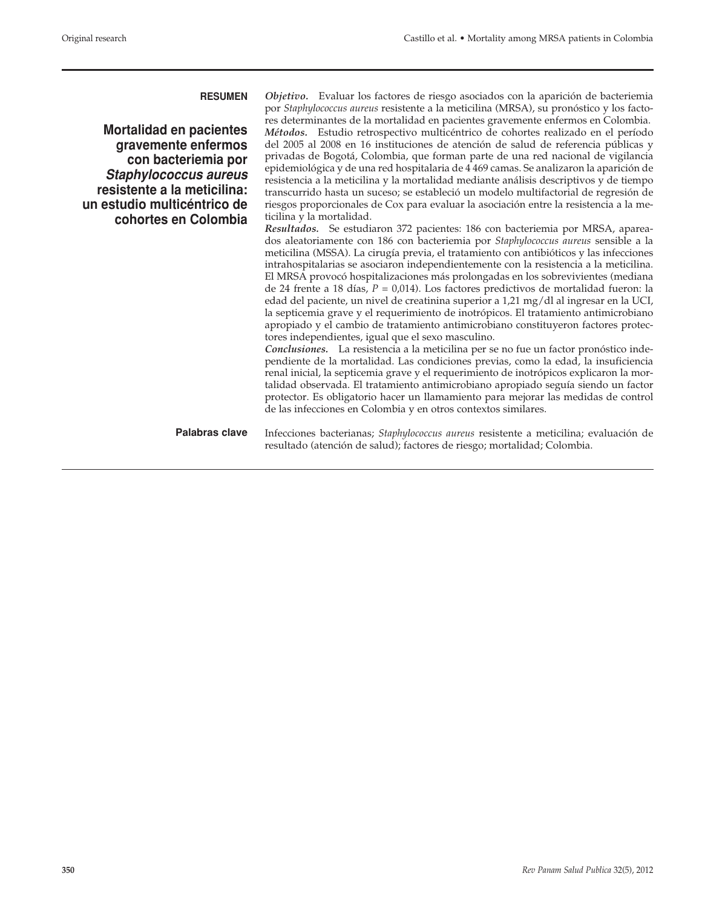## RESUMEN

### Mortalidad en pacientes gravemente enfermos con bacteriemia por *Staphylococcus aureus* resistente a la meticilina: un estudio multicéntrico de cohortes en Colombia

***Objetivo.*** Evaluar los factores de riesgo asociados con la aparición de bacteriemia por *Staphylococcus aureus* resistente a la meticilina (MRSA), su pronóstico y los factores determinantes de la mortalidad en pacientes gravemente enfermos en Colombia.

***Métodos.*** Estudio retrospectivo multicéntrico de cohortes realizado en el período del 2005 al 2008 en 16 instituciones de atención de salud de referencia públicas y privadas de Bogotá, Colombia, que forman parte de una red nacional de vigilancia epidemiológica y de una red hospitalaria de 4 469 camas. Se analizaron la aparición de resistencia a la meticilina y la mortalidad mediante análisis descriptivos y de tiempo transcurrido hasta un suceso; se estableció un modelo multifactorial de regresión de riesgos proporcionales de Cox para evaluar la asociación entre la resistencia a la meticilina y la mortalidad.

***Resultados.*** Se estudiaron 372 pacientes: 186 con bacteriemia por MRSA, apareados aleatoriamente con 186 con bacteriemia por *Staphylococcus aureus* sensible a la meticilina (MSSA). La cirugía previa, el tratamiento con antibióticos y las infecciones intrahospitalarias se asociaron independientemente con la resistencia a la meticilina. El MRSA provocó hospitalizaciones más prolongadas en los sobrevivientes (mediana de 24 frente a 18 días, $P = 0{,}014$). Los factores predictivos de mortalidad fueron: la edad del paciente, un nivel de creatinina superior a 1,21 mg/dl al ingresar en la UCI, la septicemia grave y el requerimiento de inotrópicos. El tratamiento antimicrobiano apropiado y el cambio de tratamiento antimicrobiano constituyeron factores protectores independientes, igual que el sexo masculino.

***Conclusiones.*** La resistencia a la meticilina per se no fue un factor pronóstico independiente de la mortalidad. Las condiciones previas, como la edad, la insuficiencia renal inicial, la septicemia grave y el requerimiento de inotrópicos explicaron la mortalidad observada. El tratamiento antimicrobiano apropiado seguía siendo un factor protector. Es obligatorio hacer un llamamiento para mejorar las medidas de control de las infecciones en Colombia y en otros contextos similares.

**Palabras clave** Infecciones bacterianas; *Staphylococcus aureus* resistente a meticilina; evaluación de resultado (atención de salud); factores de riesgo; mortalidad; Colombia.